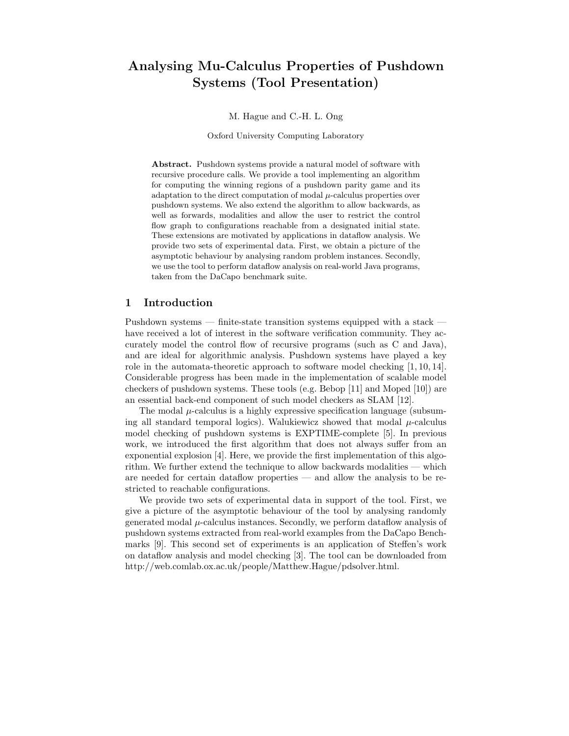# Analysing Mu-Calculus Properties of Pushdown Systems (Tool Presentation)

M. Hague and C.-H. L. Ong

Oxford University Computing Laboratory

**Abstract.** Pushdown systems provide a natural model of software with recursive procedure calls. We provide a tool implementing an algorithm for computing the winning regions of a pushdown parity game and its adaptation to the direct computation of modal $\mu$-calculus properties over pushdown systems. We also extend the algorithm to allow backwards, as well as forwards, modalities and allow the user to restrict the control flow graph to configurations reachable from a designated initial state. These extensions are motivated by applications in dataflow analysis. We provide two sets of experimental data. First, we obtain a picture of the asymptotic behaviour by analysing random problem instances. Secondly, we use the tool to perform dataflow analysis on real-world Java programs, taken from the DaCapo benchmark suite.

## 1 Introduction

Pushdown systems — finite-state transition systems equipped with a stack — have received a lot of interest in the software verification community. They accurately model the control flow of recursive programs (such as C and Java), and are ideal for algorithmic analysis. Pushdown systems have played a key role in the automata-theoretic approach to software model checking [1, 10, 14]. Considerable progress has been made in the implementation of scalable model checkers of pushdown systems. These tools (e.g. Bebop [11] and Moped [10]) are an essential back-end component of such model checkers as SLAM [12].

The modal $\mu$-calculus is a highly expressive specification language (subsuming all standard temporal logics). Walukiewicz showed that modal $\mu$-calculus model checking of pushdown systems is EXPTIME-complete [5]. In previous work, we introduced the first algorithm that does not always suffer from an exponential explosion [4]. Here, we provide the first implementation of this algorithm. We further extend the technique to allow backwards modalities — which are needed for certain dataflow properties — and allow the analysis to be restricted to reachable configurations.

We provide two sets of experimental data in support of the tool. First, we give a picture of the asymptotic behaviour of the tool by analysing randomly generated modal $\mu$-calculus instances. Secondly, we perform dataflow analysis of pushdown systems extracted from real-world examples from the DaCapo Benchmarks [9]. This second set of experiments is an application of Steffen's work on dataflow analysis and model checking [3]. The tool can be downloaded from http://web.comlab.ox.ac.uk/people/Matthew.Hague/pdsolver.html.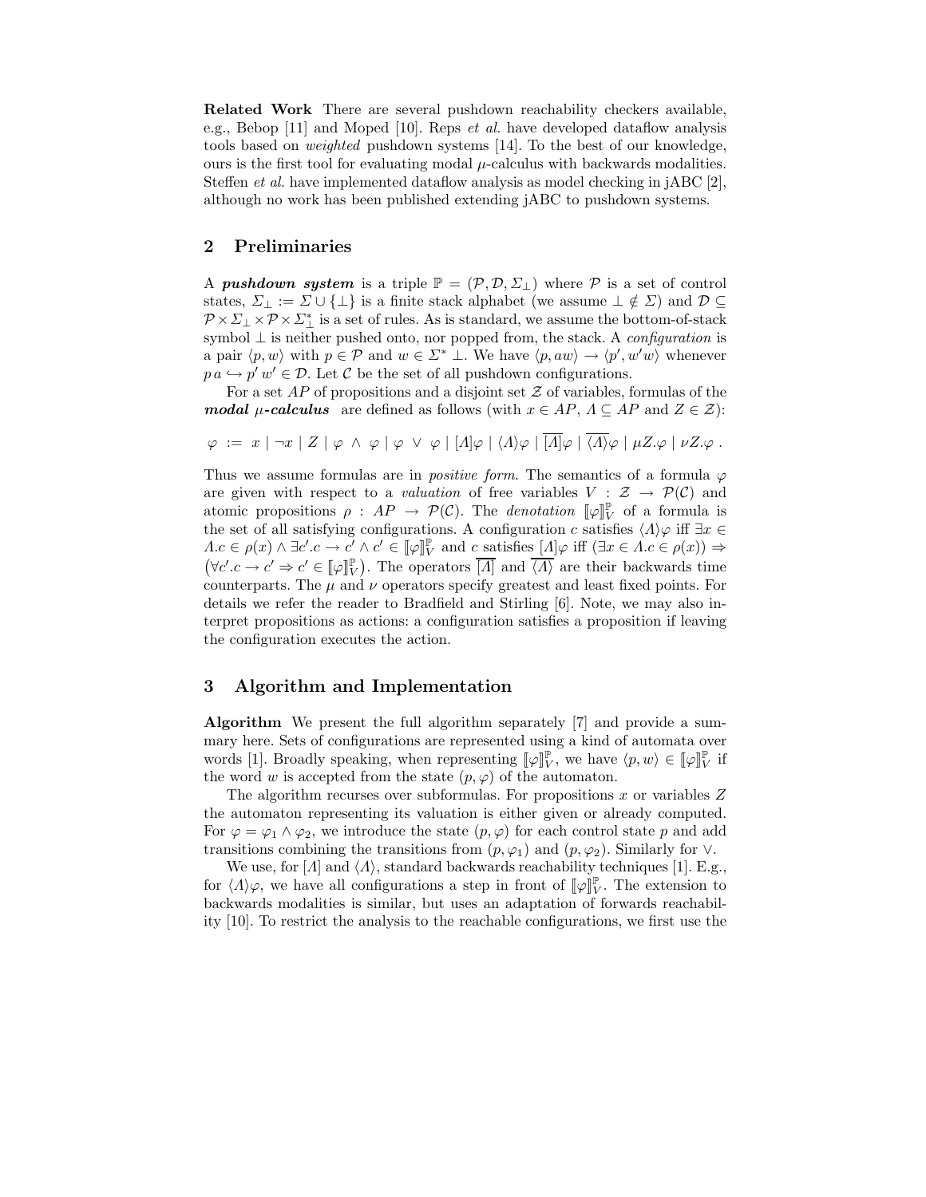**Related Work** There are several pushdown reachability checkers available, e.g., Bebop [11] and Moped [10]. Reps *et al.* have developed dataflow analysis tools based on *weighted* pushdown systems [14]. To the best of our knowledge, ours is the first tool for evaluating modal $\mu$-calculus with backwards modalities. Steffen *et al.* have implemented dataflow analysis as model checking in jABC [2], although no work has been published extending jABC to pushdown systems.

## 2 Preliminaries

A ***pushdown system*** is a triple $\mathbb{P} = (\mathcal{P}, \mathcal{D}, \Sigma_\perp)$ where $\mathcal{P}$ is a set of control states, $\Sigma_\perp := \Sigma \cup \{\perp\}$ is a finite stack alphabet (we assume $\perp \notin \Sigma$) and $\mathcal{D} \subseteq \mathcal{P} \times \Sigma_\perp \times \mathcal{P} \times \Sigma_\perp^*$ is a set of rules. As is standard, we assume the bottom-of-stack symbol $\perp$ is neither pushed onto, nor popped from, the stack. A *configuration* is a pair $\langle p, w \rangle$ with $p \in \mathcal{P}$ and $w \in \Sigma^* \perp$. We have $\langle p, aw \rangle \to \langle p', w'w \rangle$ whenever $p\, a \hookrightarrow p'\, w' \in \mathcal{D}$. Let $\mathcal{C}$ be the set of all pushdown configurations.

For a set $AP$ of propositions and a disjoint set $\mathcal{Z}$ of variables, formulas of the ***modal $\mu$-calculus*** are defined as follows (with $x \in AP$, $\Lambda \subseteq AP$ and $Z \in \mathcal{Z}$):

$$\varphi \ := \ x \mid \neg x \mid Z \mid \varphi \ \wedge \ \varphi \mid \varphi \ \vee \ \varphi \mid [\Lambda]\varphi \mid \langle \Lambda \rangle \varphi \mid \overline{[\Lambda]}\varphi \mid \overline{\langle \Lambda \rangle}\varphi \mid \mu Z.\varphi \mid \nu Z.\varphi \ .$$

Thus we assume formulas are in *positive form*. The semantics of a formula $\varphi$ are given with respect to a *valuation* of free variables $V : \mathcal{Z} \to \mathcal{P}(\mathcal{C})$ and atomic propositions $\rho : AP \to \mathcal{P}(\mathcal{C})$. The *denotation* $[\![\varphi]\!]_V^{\mathbb{P}}$ of a formula is the set of all satisfying configurations. A configuration $c$ satisfies $\langle \Lambda \rangle \varphi$ iff $\exists x \in \Lambda . c \in \rho(x) \wedge \exists c'. c \to c' \wedge c' \in [\![\varphi]\!]_V^{\mathbb{P}}$ and $c$ satisfies $[\Lambda]\varphi$ iff $(\exists x \in \Lambda . c \in \rho(x)) \Rightarrow \left(\forall c'. c \to c' \Rightarrow c' \in [\![\varphi]\!]_V^{\mathbb{P}}\right)$. The operators $\overline{[\Lambda]}$ and $\overline{\langle \Lambda \rangle}$ are their backwards time counterparts. The $\mu$ and $\nu$ operators specify greatest and least fixed points. For details we refer the reader to Bradfield and Stirling [6]. Note, we may also interpret propositions as actions: a configuration satisfies a proposition if leaving the configuration executes the action.

## 3 Algorithm and Implementation

**Algorithm** We present the full algorithm separately [7] and provide a summary here. Sets of configurations are represented using a kind of automata over words [1]. Broadly speaking, when representing $[\![\varphi]\!]_V^{\mathbb{P}}$, we have $\langle p, w \rangle \in [\![\varphi]\!]_V^{\mathbb{P}}$ if the word $w$ is accepted from the state $(p, \varphi)$ of the automaton.

The algorithm recurses over subformulas. For propositions $x$ or variables $Z$ the automaton representing its valuation is either given or already computed. For $\varphi = \varphi_1 \wedge \varphi_2$, we introduce the state $(p, \varphi)$ for each control state $p$ and add transitions combining the transitions from $(p, \varphi_1)$ and $(p, \varphi_2)$. Similarly for $\vee$.

We use, for $[\Lambda]$ and $\langle \Lambda \rangle$, standard backwards reachability techniques [1]. E.g., for $\langle \Lambda \rangle \varphi$, we have all configurations a step in front of $[\![\varphi]\!]_V^{\mathbb{P}}$. The extension to backwards modalities is similar, but uses an adaptation of forwards reachability [10]. To restrict the analysis to the reachable configurations, we first use the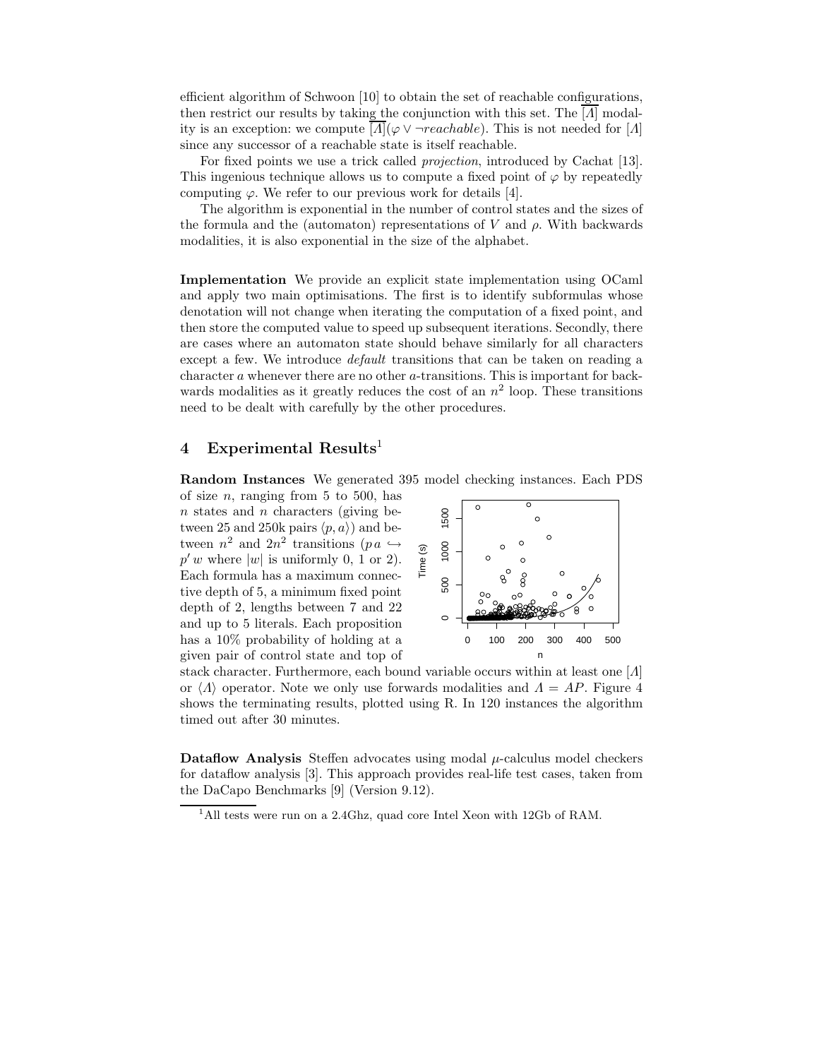efficient algorithm of Schwoon [10] to obtain the set of reachable configurations, then restrict our results by taking the conjunction with this set. The $\overline{[\Lambda]}$ modality is an exception: we compute $\overline{[\Lambda]}(\varphi \vee \neg reachable)$. This is not needed for $[\Lambda]$ since any successor of a reachable state is itself reachable.

For fixed points we use a trick called *projection*, introduced by Cachat [13]. This ingenious technique allows us to compute a fixed point of $\varphi$ by repeatedly computing $\varphi$. We refer to our previous work for details [4].

The algorithm is exponential in the number of control states and the sizes of the formula and the (automaton) representations of $V$ and $\rho$. With backwards modalities, it is also exponential in the size of the alphabet.

**Implementation** We provide an explicit state implementation using OCaml and apply two main optimisations. The first is to identify subformulas whose denotation will not change when iterating the computation of a fixed point, and then store the computed value to speed up subsequent iterations. Secondly, there are cases where an automaton state should behave similarly for all characters except a few. We introduce *default* transitions that can be taken on reading a character $a$ whenever there are no other $a$-transitions. This is important for backwards modalities as it greatly reduces the cost of an $n^2$ loop. These transitions need to be dealt with carefully by the other procedures.

## 4 Experimental Results[1]

**Random Instances** We generated 395 model checking instances. Each PDS of size $n$, ranging from 5 to 500, has $n$ states and $n$ characters (giving between 25 and 250k pairs $\langle p, a \rangle$) and between $n^2$ and $2n^2$ transitions ($p\, a \hookrightarrow p'\, w$ where $|w|$ is uniformly 0, 1 or 2). Each formula has a maximum connective depth of 5, a minimum fixed point depth of 2, lengths between 7 and 22 and up to 5 literals. Each proposition has a 10% probability of holding at a given pair of control state and top of stack character. Furthermore, each bound variable occurs within at least one $[\Lambda]$ or $\langle \Lambda \rangle$ operator. Note we only use forwards modalities and $\Lambda = AP$. Figure 4 shows the terminating results, plotted using R. In 120 instances the algorithm timed out after 30 minutes.

**Dataflow Analysis** Steffen advocates using modal $\mu$-calculus model checkers for dataflow analysis [3]. This approach provides real-life test cases, taken from the DaCapo Benchmarks [9] (Version 9.12).

[1] All tests were run on a 2.4Ghz, quad core Intel Xeon with 12Gb of RAM.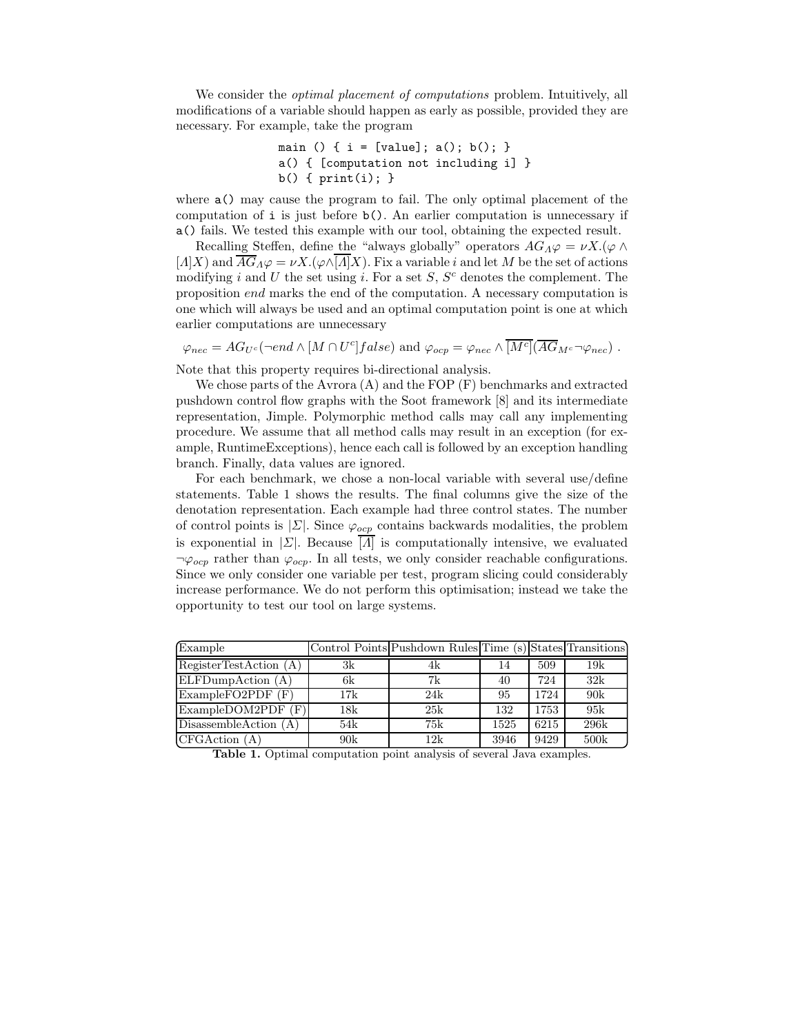We consider the *optimal placement of computations* problem. Intuitively, all modifications of a variable should happen as early as possible, provided they are necessary. For example, take the program

```
main () { i = [value]; a(); b(); }
a() { [computation not including i] }
b() { print(i); }
```

where `a()` may cause the program to fail. The only optimal placement of the computation of `i` is just before `b()`. An earlier computation is unnecessary if `a()` fails. We tested this example with our tool, obtaining the expected result.

Recalling Steffen, define the "always globally" operators $AG_\Lambda \varphi = \nu X.(\varphi \wedge [\Lambda]X)$ and $\overline{AG}_\Lambda \varphi = \nu X.(\varphi \wedge \overline{[\Lambda]}X)$. Fix a variable $i$ and let $M$ be the set of actions modifying $i$ and $U$ the set using $i$. For a set $S$, $S^c$ denotes the complement. The proposition *end* marks the end of the computation. A necessary computation is one which will always be used and an optimal computation point is one at which earlier computations are unnecessary

$$\varphi_{nec} = AG_{U^c}(\neg end \wedge [M \cap U^c] false) \text{ and } \varphi_{ocp} = \varphi_{nec} \wedge \overline{[M^c]}(\overline{AG}_{M^c} \neg \varphi_{nec}) \ .$$

Note that this property requires bi-directional analysis.

We chose parts of the Avrora (A) and the FOP (F) benchmarks and extracted pushdown control flow graphs with the Soot framework [8] and its intermediate representation, Jimple. Polymorphic method calls may call any implementing procedure. We assume that all method calls may result in an exception (for example, RuntimeExceptions), hence each call is followed by an exception handling branch. Finally, data values are ignored.

For each benchmark, we chose a non-local variable with several use/define statements. Table 1 shows the results. The final columns give the size of the denotation representation. Each example had three control states. The number of control points is $|\Sigma|$. Since $\varphi_{ocp}$ contains backwards modalities, the problem is exponential in $|\Sigma|$. Because $\overline{[\Lambda]}$ is computationally intensive, we evaluated $\neg \varphi_{ocp}$ rather than $\varphi_{ocp}$. In all tests, we only consider reachable configurations. Since we only consider one variable per test, program slicing could considerably increase performance. We do not perform this optimisation; instead we take the opportunity to test our tool on large systems.

| Example | Control Points | Pushdown Rules | Time (s) | States | Transitions |
|---|---|---|---|---|---|
| RegisterTestAction (A) | 3k | 4k | 14 | 509 | 19k |
| ELFDumpAction (A) | 6k | 7k | 40 | 724 | 32k |
| ExampleFO2PDF (F) | 17k | 24k | 95 | 1724 | 90k |
| ExampleDOM2PDF (F) | 18k | 25k | 132 | 1753 | 95k |
| DisassembleAction (A) | 54k | 75k | 1525 | 6215 | 296k |
| CFGAction (A) | 90k | 12k | 3946 | 9429 | 500k |

**Table 1.** Optimal computation point analysis of several Java examples.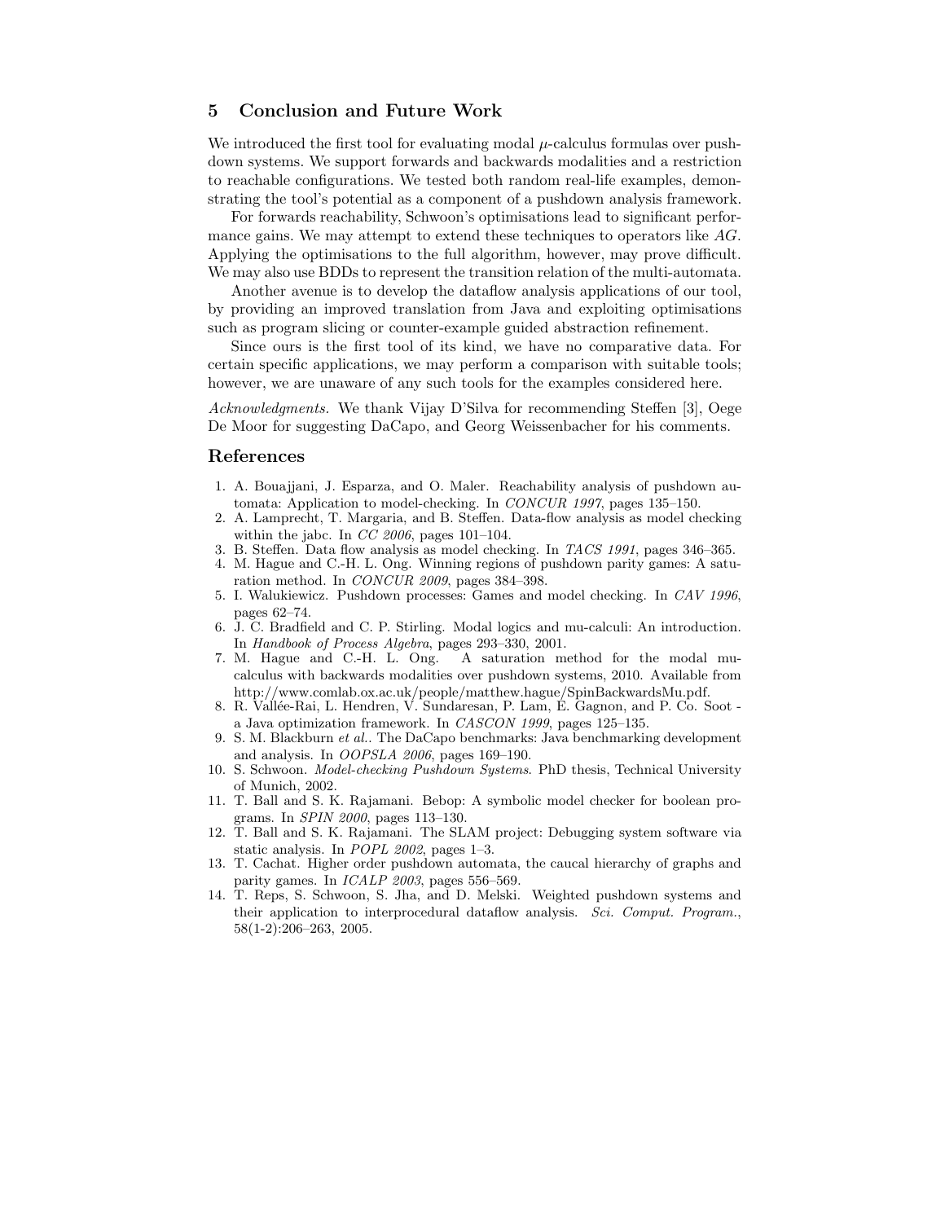## 5 Conclusion and Future Work

We introduced the first tool for evaluating modal $\mu$-calculus formulas over pushdown systems. We support forwards and backwards modalities and a restriction to reachable configurations. We tested both random real-life examples, demonstrating the tool's potential as a component of a pushdown analysis framework.

For forwards reachability, Schwoon's optimisations lead to significant performance gains. We may attempt to extend these techniques to operators like $AG$. Applying the optimisations to the full algorithm, however, may prove difficult. We may also use BDDs to represent the transition relation of the multi-automata.

Another avenue is to develop the dataflow analysis applications of our tool, by providing an improved translation from Java and exploiting optimisations such as program slicing or counter-example guided abstraction refinement.

Since ours is the first tool of its kind, we have no comparative data. For certain specific applications, we may perform a comparison with suitable tools; however, we are unaware of any such tools for the examples considered here.

*Acknowledgments.* We thank Vijay D'Silva for recommending Steffen [3], Oege De Moor for suggesting DaCapo, and Georg Weissenbacher for his comments.

## References

1. A. Bouajjani, J. Esparza, and O. Maler. Reachability analysis of pushdown automata: Application to model-checking. In *CONCUR 1997*, pages 135–150.
2. A. Lamprecht, T. Margaria, and B. Steffen. Data-flow analysis as model checking within the jabc. In *CC 2006*, pages 101–104.
3. B. Steffen. Data flow analysis as model checking. In *TACS 1991*, pages 346–365.
4. M. Hague and C.-H. L. Ong. Winning regions of pushdown parity games: A saturation method. In *CONCUR 2009*, pages 384–398.
5. I. Walukiewicz. Pushdown processes: Games and model checking. In *CAV 1996*, pages 62–74.
6. J. C. Bradfield and C. P. Stirling. Modal logics and mu-calculi: An introduction. In *Handbook of Process Algebra*, pages 293–330, 2001.
7. M. Hague and C.-H. L. Ong. A saturation method for the modal mu-calculus with backwards modalities over pushdown systems, 2010. Available from http://www.comlab.ox.ac.uk/people/matthew.hague/SpinBackwardsMu.pdf.
8. R. Vallée-Rai, L. Hendren, V. Sundaresan, P. Lam, E. Gagnon, and P. Co. Soot - a Java optimization framework. In *CASCON 1999*, pages 125–135.
9. S. M. Blackburn *et al.*. The DaCapo benchmarks: Java benchmarking development and analysis. In *OOPSLA 2006*, pages 169–190.
10. S. Schwoon. *Model-checking Pushdown Systems*. PhD thesis, Technical University of Munich, 2002.
11. T. Ball and S. K. Rajamani. Bebop: A symbolic model checker for boolean programs. In *SPIN 2000*, pages 113–130.
12. T. Ball and S. K. Rajamani. The SLAM project: Debugging system software via static analysis. In *POPL 2002*, pages 1–3.
13. T. Cachat. Higher order pushdown automata, the caucal hierarchy of graphs and parity games. In *ICALP 2003*, pages 556–569.
14. T. Reps, S. Schwoon, S. Jha, and D. Melski. Weighted pushdown systems and their application to interprocedural dataflow analysis. *Sci. Comput. Program.*, 58(1-2):206–263, 2005.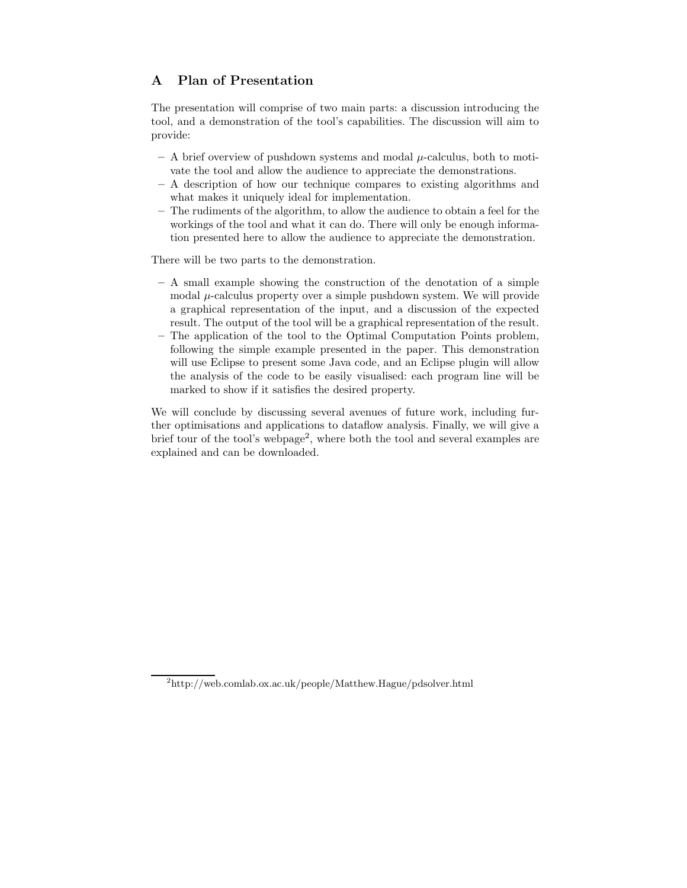## A Plan of Presentation

The presentation will comprise of two main parts: a discussion introducing the tool, and a demonstration of the tool's capabilities. The discussion will aim to provide:

- A brief overview of pushdown systems and modal $\mu$-calculus, both to motivate the tool and allow the audience to appreciate the demonstrations.
- A description of how our technique compares to existing algorithms and what makes it uniquely ideal for implementation.
- The rudiments of the algorithm, to allow the audience to obtain a feel for the workings of the tool and what it can do. There will only be enough information presented here to allow the audience to appreciate the demonstration.

There will be two parts to the demonstration.

- A small example showing the construction of the denotation of a simple modal $\mu$-calculus property over a simple pushdown system. We will provide a graphical representation of the input, and a discussion of the expected result. The output of the tool will be a graphical representation of the result.
- The application of the tool to the Optimal Computation Points problem, following the simple example presented in the paper. This demonstration will use Eclipse to present some Java code, and an Eclipse plugin will allow the analysis of the code to be easily visualised: each program line will be marked to show if it satisfies the desired property.

We will conclude by discussing several avenues of future work, including further optimisations and applications to dataflow analysis. Finally, we will give a brief tour of the tool's webpage[2], where both the tool and several examples are explained and can be downloaded.

[2] http://web.comlab.ox.ac.uk/people/Matthew.Hague/pdsolver.html